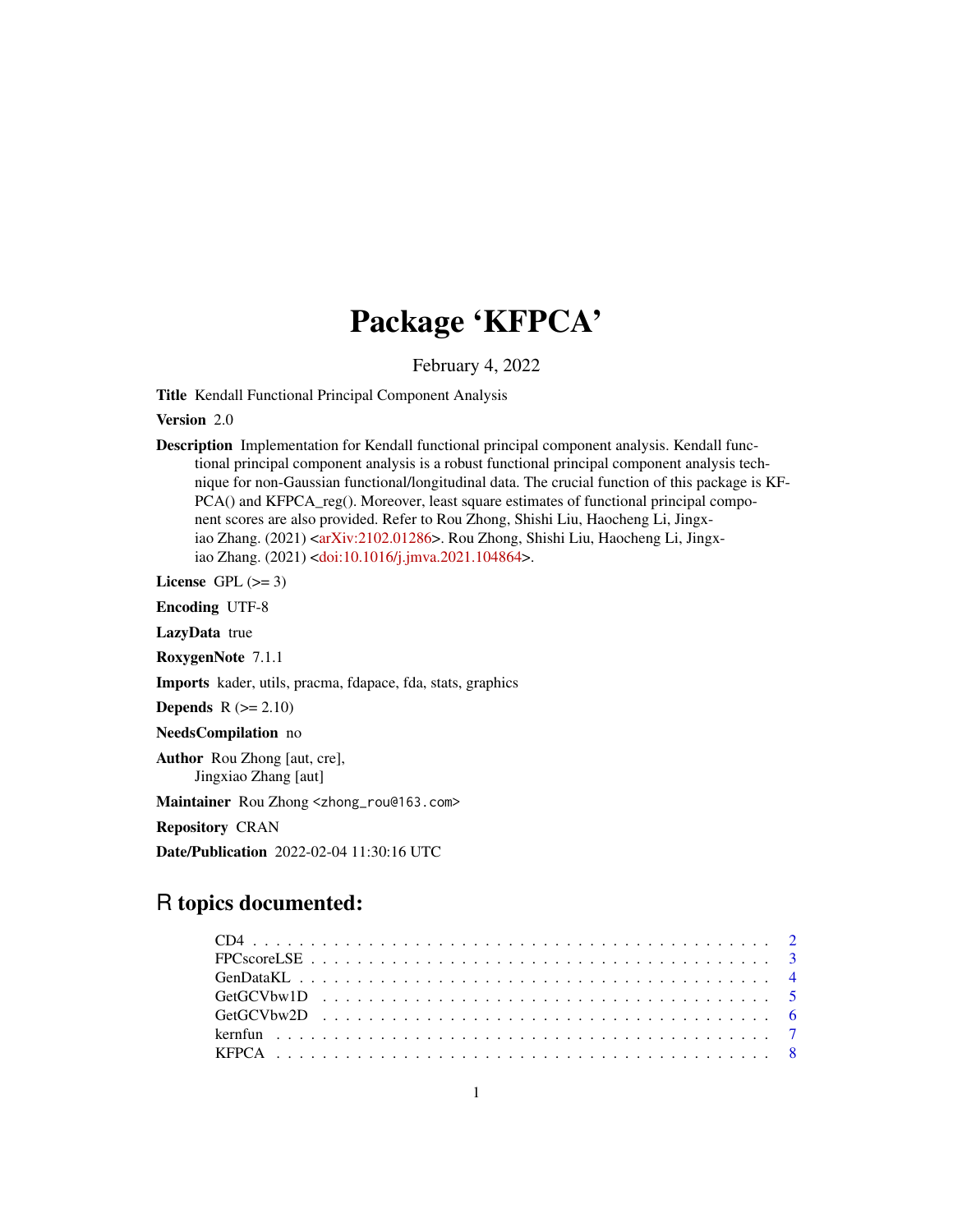# Package 'KFPCA'

February 4, 2022

**Title** Kendall Functional Principal Component Analysis

**Version** 2.0

**Description** Implementation for Kendall functional principal component analysis. Kendall functional principal component analysis is a robust functional principal component analysis technique for non-Gaussian functional/longitudinal data. The crucial function of this package is KFPCA() and KFPCA_reg(). Moreover, least square estimates of functional principal component scores are also provided. Refer to Rou Zhong, Shishi Liu, Haocheng Li, Jingxiao Zhang. (2021) <arXiv:2102.01286>. Rou Zhong, Shishi Liu, Haocheng Li, Jingxiao Zhang. (2021) <doi:10.1016/j.jmva.2021.104864>.

**License** GPL (>= 3)

**Encoding** UTF-8

**LazyData** true

**RoxygenNote** 7.1.1

**Imports** kader, utils, pracma, fdapace, fda, stats, graphics

**Depends** R (>= 2.10)

**NeedsCompilation** no

**Author** Rou Zhong [aut, cre],
Jingxiao Zhang [aut]

**Maintainer** Rou Zhong <zhong_rou@163.com>

**Repository** CRAN

**Date/Publication** 2022-02-04 11:30:16 UTC

## R topics documented:

- CD4 . . . . . . . . . . . . . . . . . . . . . . . . . . . . . . . . . . . . . . . . . . . 2
- FPCscoreLSE . . . . . . . . . . . . . . . . . . . . . . . . . . . . . . . . . . . . . . . 3
- GenDataKL . . . . . . . . . . . . . . . . . . . . . . . . . . . . . . . . . . . . . . . 4
- GetGCVbw1D . . . . . . . . . . . . . . . . . . . . . . . . . . . . . . . . . . . . . . 5
- GetGCVbw2D . . . . . . . . . . . . . . . . . . . . . . . . . . . . . . . . . . . . . . 6
- kernfun . . . . . . . . . . . . . . . . . . . . . . . . . . . . . . . . . . . . . . . . . 7
- KFPCA . . . . . . . . . . . . . . . . . . . . . . . . . . . . . . . . . . . . . . . . . 8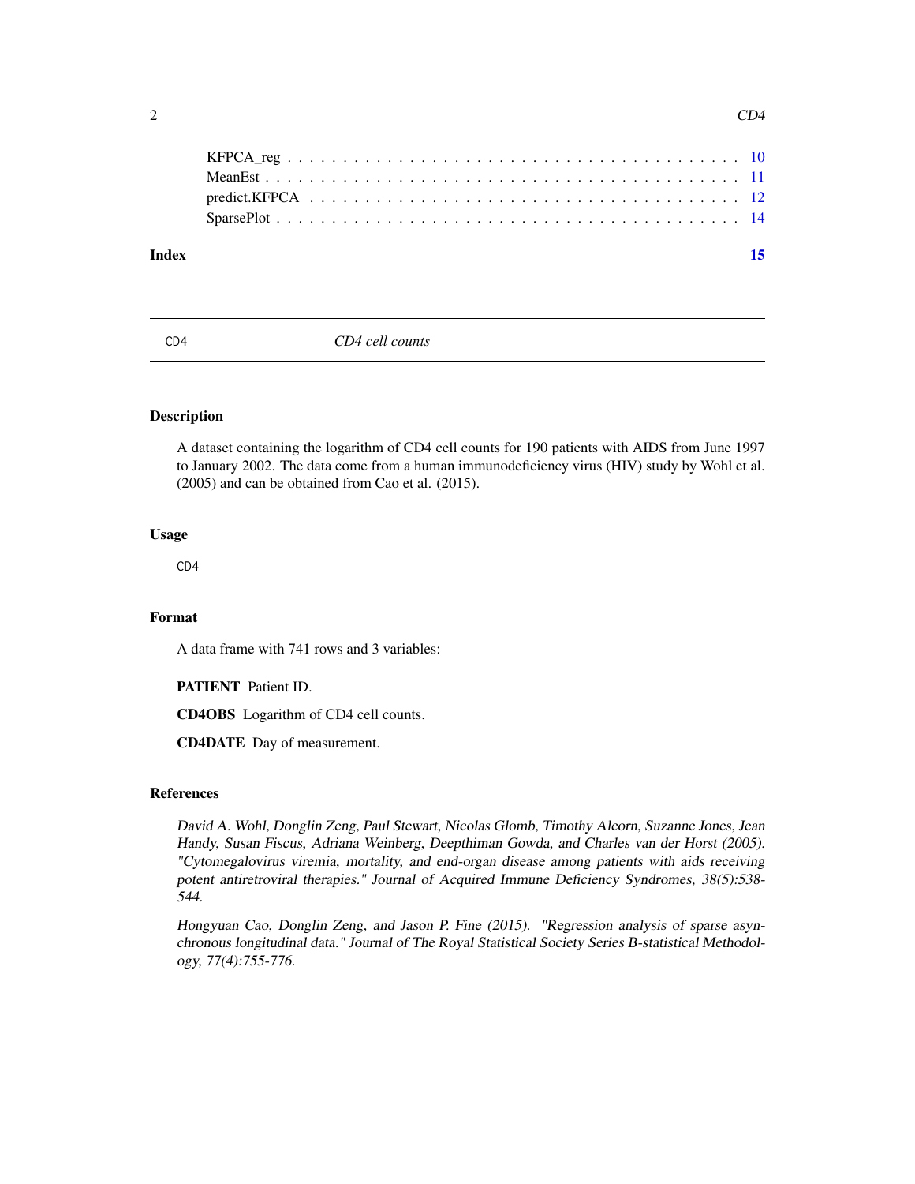KFPCA_reg . . . . . . . . . . . . . . . . . . . . . . . . . . . . . . . . . . . . . 10
MeanEst . . . . . . . . . . . . . . . . . . . . . . . . . . . . . . . . . . . . . . 11
predict.KFPCA . . . . . . . . . . . . . . . . . . . . . . . . . . . . . . . . . . . 12
SparsePlot . . . . . . . . . . . . . . . . . . . . . . . . . . . . . . . . . . . . . 14

**Index** **15**

---

## CD4 — *CD4 cell counts*

### Description

A dataset containing the logarithm of CD4 cell counts for 190 patients with AIDS from June 1997 to January 2002. The data come from a human immunodeficiency virus (HIV) study by Wohl et al. (2005) and can be obtained from Cao et al. (2015).

### Usage

```
CD4
```

### Format

A data frame with 741 rows and 3 variables:

**PATIENT** Patient ID.

**CD4OBS** Logarithm of CD4 cell counts.

**CD4DATE** Day of measurement.

### References

*David A. Wohl, Donglin Zeng, Paul Stewart, Nicolas Glomb, Timothy Alcorn, Suzanne Jones, Jean Handy, Susan Fiscus, Adriana Weinberg, Deepthiman Gowda, and Charles van der Horst (2005). "Cytomegalovirus viremia, mortality, and end-organ disease among patients with aids receiving potent antiretroviral therapies." Journal of Acquired Immune Deficiency Syndromes, 38(5):538-544.*

*Hongyuan Cao, Donglin Zeng, and Jason P. Fine (2015). "Regression analysis of sparse asynchronous longitudinal data." Journal of The Royal Statistical Society Series B-statistical Methodology, 77(4):755-776.*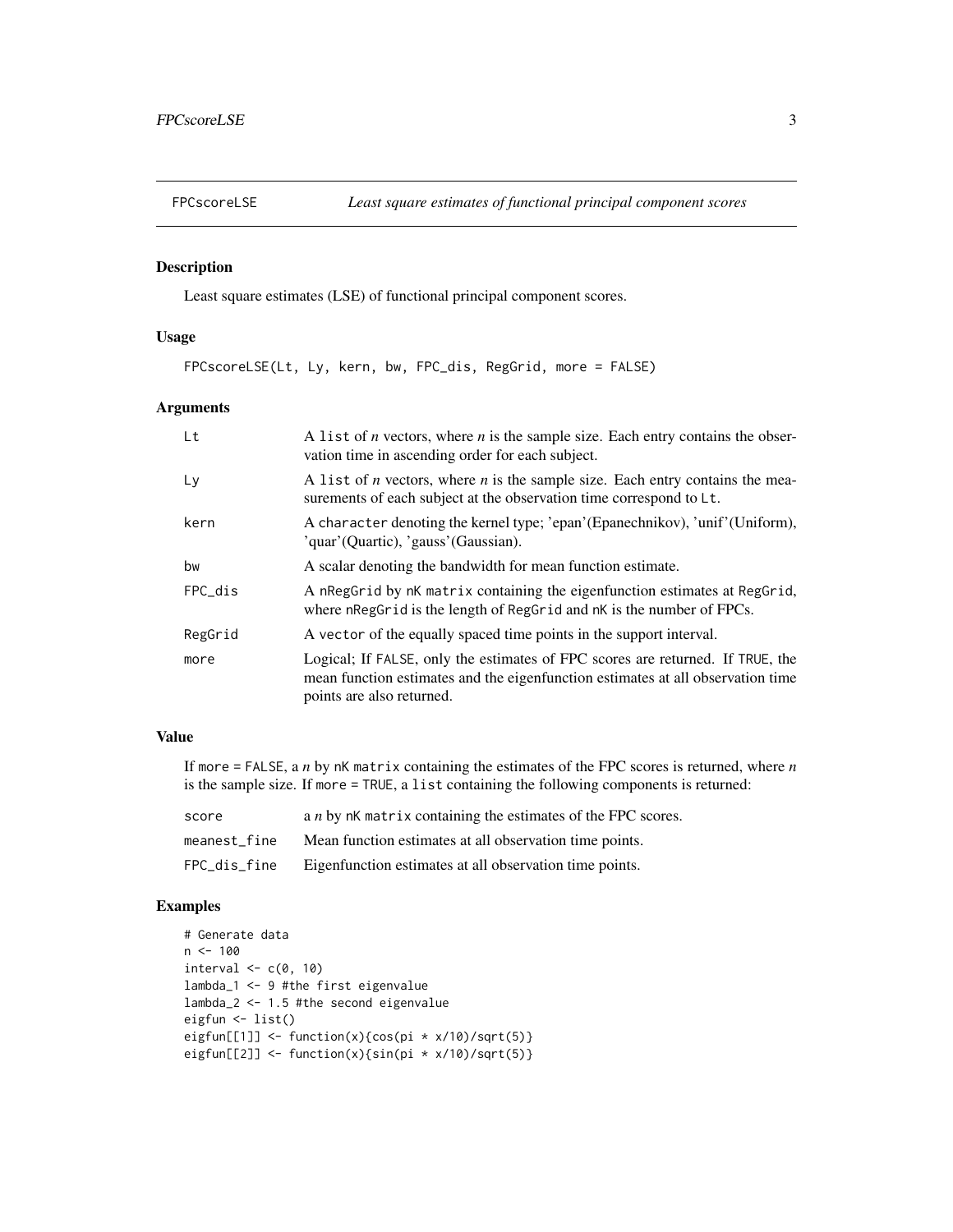## FPCscoreLSE — *Least square estimates of functional principal component scores*

### Description

Least square estimates (LSE) of functional principal component scores.

### Usage

```
FPCscoreLSE(Lt, Ly, kern, bw, FPC_dis, RegGrid, more = FALSE)
```

### Arguments

| | |
|---|---|
| Lt | A list of *n* vectors, where *n* is the sample size. Each entry contains the observation time in ascending order for each subject. |
| Ly | A list of *n* vectors, where *n* is the sample size. Each entry contains the measurements of each subject at the observation time correspond to Lt. |
| kern | A character denoting the kernel type; 'epan'(Epanechnikov), 'unif'(Uniform), 'quar'(Quartic), 'gauss'(Gaussian). |
| bw | A scalar denoting the bandwidth for mean function estimate. |
| FPC_dis | A nRegGrid by nK matrix containing the eigenfunction estimates at RegGrid, where nRegGrid is the length of RegGrid and nK is the number of FPCs. |
| RegGrid | A vector of the equally spaced time points in the support interval. |
| more | Logical; If FALSE, only the estimates of FPC scores are returned. If TRUE, the mean function estimates and the eigenfunction estimates at all observation time points are also returned. |

### Value

If more = FALSE, a *n* by nK matrix containing the estimates of the FPC scores is returned, where *n* is the sample size. If more = TRUE, a list containing the following components is returned:

| | |
|---|---|
| score | a *n* by nK matrix containing the estimates of the FPC scores. |
| meanest_fine | Mean function estimates at all observation time points. |
| FPC_dis_fine | Eigenfunction estimates at all observation time points. |

### Examples

```
# Generate data
n <- 100
interval <- c(0, 10)
lambda_1 <- 9 #the first eigenvalue
lambda_2 <- 1.5 #the second eigenvalue
eigfun <- list()
eigfun[[1]] <- function(x){cos(pi * x/10)/sqrt(5)}
eigfun[[2]] <- function(x){sin(pi * x/10)/sqrt(5)}
```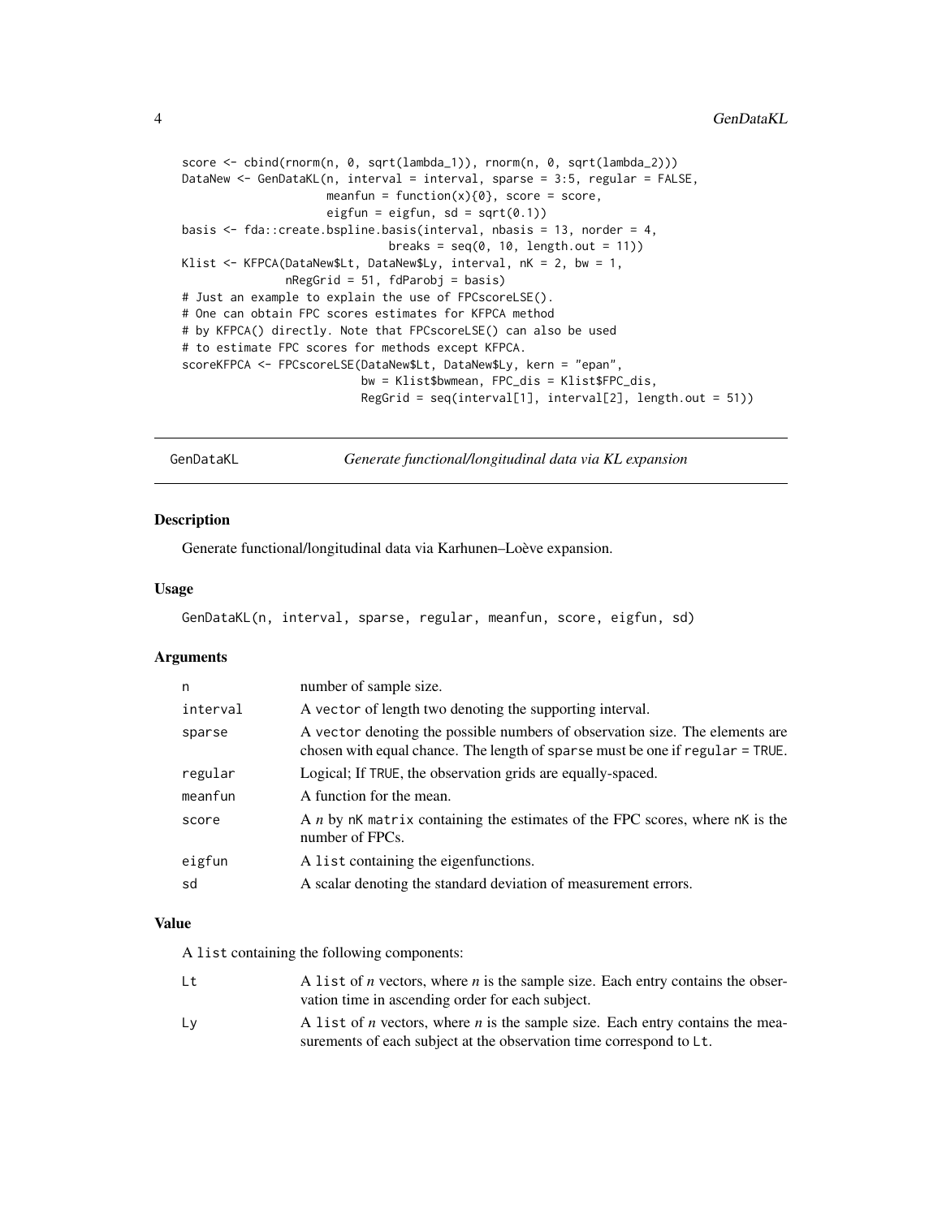```
score <- cbind(rnorm(n, 0, sqrt(lambda_1)), rnorm(n, 0, sqrt(lambda_2)))
DataNew <- GenDataKL(n, interval = interval, sparse = 3:5, regular = FALSE,
                     meanfun = function(x){0}, score = score,
                     eigfun = eigfun, sd = sqrt(0.1))
basis <- fda::create.bspline.basis(interval, nbasis = 13, norder = 4,
                             breaks = seq(0, 10, length.out = 11))
Klist <- KFPCA(DataNew$Lt, DataNew$Ly, interval, nK = 2, bw = 1,
               nRegGrid = 51, fdParobj = basis)
# Just an example to explain the use of FPCscoreLSE().
# One can obtain FPC scores estimates for KFPCA method
# by KFPCA() directly. Note that FPCscoreLSE() can also be used
# to estimate FPC scores for methods except KFPCA.
scoreKFPCA <- FPCscoreLSE(DataNew$Lt, DataNew$Ly, kern = "epan",
                          bw = Klist$bwmean, FPC_dis = Klist$FPC_dis,
                          RegGrid = seq(interval[1], interval[2], length.out = 51))
```

---

# GenDataKL — *Generate functional/longitudinal data via KL expansion*

---

## Description

Generate functional/longitudinal data via Karhunen–Loève expansion.

## Usage

```
GenDataKL(n, interval, sparse, regular, meanfun, score, eigfun, sd)
```

## Arguments

| | |
|---|---|
| `n` | number of sample size. |
| `interval` | A `vector` of length two denoting the supporting interval. |
| `sparse` | A `vector` denoting the possible numbers of observation size. The elements are chosen with equal chance. The length of `sparse` must be one if `regular = TRUE`. |
| `regular` | Logical; If `TRUE`, the observation grids are equally-spaced. |
| `meanfun` | A function for the mean. |
| `score` | A $n$ by `nK` `matrix` containing the estimates of the FPC scores, where `nK` is the number of FPCs. |
| `eigfun` | A `list` containing the eigenfunctions. |
| `sd` | A scalar denoting the standard deviation of measurement errors. |

## Value

A `list` containing the following components:

| | |
|---|---|
| `Lt` | A `list` of $n$ vectors, where $n$ is the sample size. Each entry contains the observation time in ascending order for each subject. |
| `Ly` | A `list` of $n$ vectors, where $n$ is the sample size. Each entry contains the measurements of each subject at the observation time correspond to `Lt`. |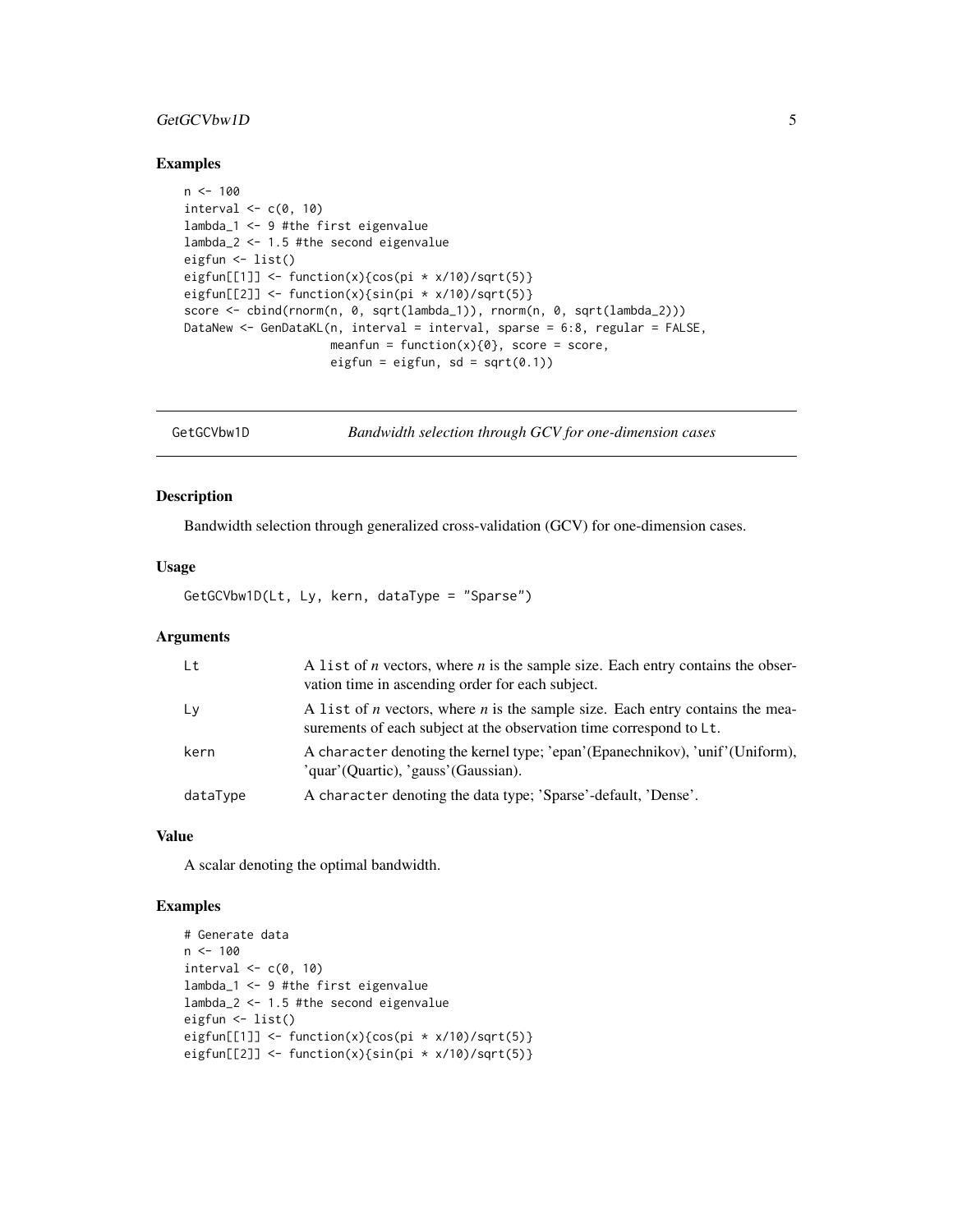## Examples

```
n <- 100
interval <- c(0, 10)
lambda_1 <- 9 #the first eigenvalue
lambda_2 <- 1.5 #the second eigenvalue
eigfun <- list()
eigfun[[1]] <- function(x){cos(pi * x/10)/sqrt(5)}
eigfun[[2]] <- function(x){sin(pi * x/10)/sqrt(5)}
score <- cbind(rnorm(n, 0, sqrt(lambda_1)), rnorm(n, 0, sqrt(lambda_2)))
DataNew <- GenDataKL(n, interval = interval, sparse = 6:8, regular = FALSE,
                     meanfun = function(x){0}, score = score,
                     eigfun = eigfun, sd = sqrt(0.1))
```

---

# GetGCVbw1D — *Bandwidth selection through GCV for one-dimension cases*

---

## Description

Bandwidth selection through generalized cross-validation (GCV) for one-dimension cases.

## Usage

```
GetGCVbw1D(Lt, Ly, kern, dataType = "Sparse")
```

## Arguments

| | |
|---|---|
| Lt | A list of *n* vectors, where *n* is the sample size. Each entry contains the observation time in ascending order for each subject. |
| Ly | A list of *n* vectors, where *n* is the sample size. Each entry contains the measurements of each subject at the observation time correspond to Lt. |
| kern | A character denoting the kernel type; 'epan'(Epanechnikov), 'unif'(Uniform), 'quar'(Quartic), 'gauss'(Gaussian). |
| dataType | A character denoting the data type; 'Sparse'-default, 'Dense'. |

## Value

A scalar denoting the optimal bandwidth.

## Examples

```
# Generate data
n <- 100
interval <- c(0, 10)
lambda_1 <- 9 #the first eigenvalue
lambda_2 <- 1.5 #the second eigenvalue
eigfun <- list()
eigfun[[1]] <- function(x){cos(pi * x/10)/sqrt(5)}
eigfun[[2]] <- function(x){sin(pi * x/10)/sqrt(5)}
```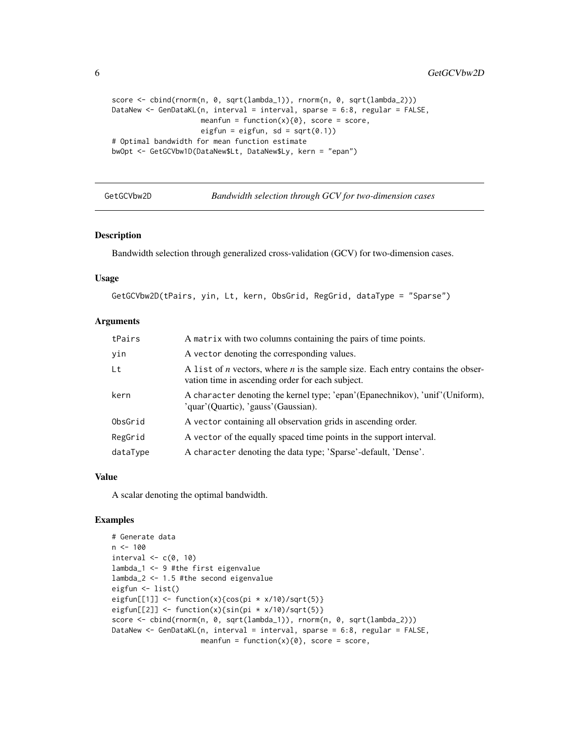```
score <- cbind(rnorm(n, 0, sqrt(lambda_1)), rnorm(n, 0, sqrt(lambda_2)))
DataNew <- GenDataKL(n, interval = interval, sparse = 6:8, regular = FALSE,
                     meanfun = function(x){0}, score = score,
                     eigfun = eigfun, sd = sqrt(0.1))
# Optimal bandwidth for mean function estimate
bwOpt <- GetGCVbw1D(DataNew$Lt, DataNew$Ly, kern = "epan")
```

## GetGCVbw2D — *Bandwidth selection through GCV for two-dimension cases*

### Description

Bandwidth selection through generalized cross-validation (GCV) for two-dimension cases.

### Usage

```
GetGCVbw2D(tPairs, yin, Lt, kern, ObsGrid, RegGrid, dataType = "Sparse")
```

### Arguments

| | |
|---|---|
| tPairs | A matrix with two columns containing the pairs of time points. |
| yin | A vector denoting the corresponding values. |
| Lt | A list of *n* vectors, where *n* is the sample size. Each entry contains the observation time in ascending order for each subject. |
| kern | A character denoting the kernel type; 'epan'(Epanechnikov), 'unif'(Uniform), 'quar'(Quartic), 'gauss'(Gaussian). |
| ObsGrid | A vector containing all observation grids in ascending order. |
| RegGrid | A vector of the equally spaced time points in the support interval. |
| dataType | A character denoting the data type; 'Sparse'-default, 'Dense'. |

### Value

A scalar denoting the optimal bandwidth.

### Examples

```
# Generate data
n <- 100
interval <- c(0, 10)
lambda_1 <- 9 #the first eigenvalue
lambda_2 <- 1.5 #the second eigenvalue
eigfun <- list()
eigfun[[1]] <- function(x){cos(pi * x/10)/sqrt(5)}
eigfun[[2]] <- function(x){sin(pi * x/10)/sqrt(5)}
score <- cbind(rnorm(n, 0, sqrt(lambda_1)), rnorm(n, 0, sqrt(lambda_2)))
DataNew <- GenDataKL(n, interval = interval, sparse = 6:8, regular = FALSE,
                     meanfun = function(x){0}, score = score,
```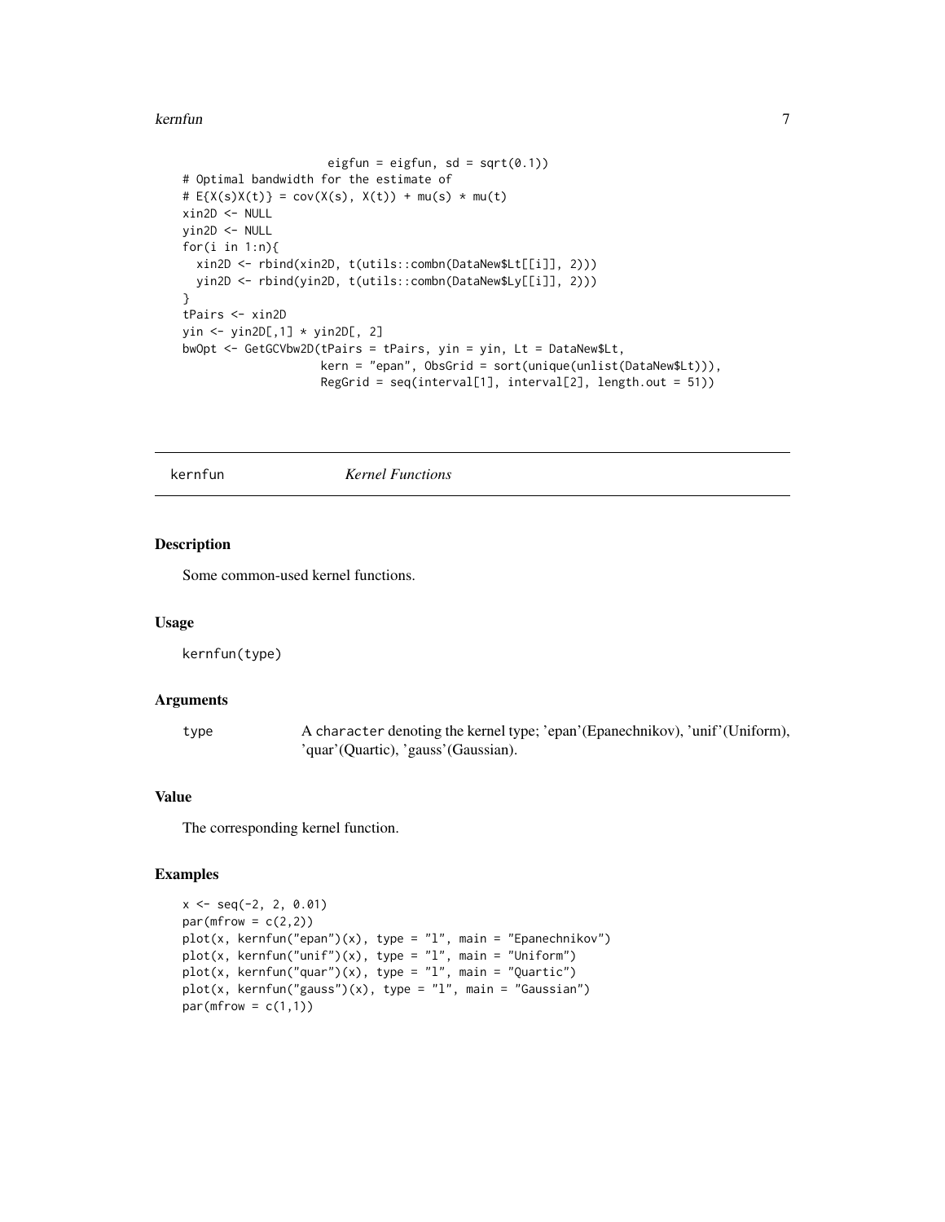```
                    eigfun = eigfun, sd = sqrt(0.1))
# Optimal bandwidth for the estimate of
# E{X(s)X(t)} = cov(X(s), X(t)) + mu(s) * mu(t)
xin2D <- NULL
yin2D <- NULL
for(i in 1:n){
  xin2D <- rbind(xin2D, t(utils::combn(DataNew$Lt[[i]], 2)))
  yin2D <- rbind(yin2D, t(utils::combn(DataNew$Ly[[i]], 2)))
}
tPairs <- xin2D
yin <- yin2D[,1] * yin2D[, 2]
bwOpt <- GetGCVbw2D(tPairs = tPairs, yin = yin, Lt = DataNew$Lt,
                    kern = "epan", ObsGrid = sort(unique(unlist(DataNew$Lt))),
                    RegGrid = seq(interval[1], interval[2], length.out = 51))
```

---

## kernfun *Kernel Functions*

### Description

Some common-used kernel functions.

### Usage

```
kernfun(type)
```

### Arguments

| | |
|---|---|
| type | A character denoting the kernel type; 'epan'(Epanechnikov), 'unif'(Uniform), 'quar'(Quartic), 'gauss'(Gaussian). |

### Value

The corresponding kernel function.

### Examples

```
x <- seq(-2, 2, 0.01)
par(mfrow = c(2,2))
plot(x, kernfun("epan")(x), type = "l", main = "Epanechnikov")
plot(x, kernfun("unif")(x), type = "l", main = "Uniform")
plot(x, kernfun("quar")(x), type = "l", main = "Quartic")
plot(x, kernfun("gauss")(x), type = "l", main = "Gaussian")
par(mfrow = c(1,1))
```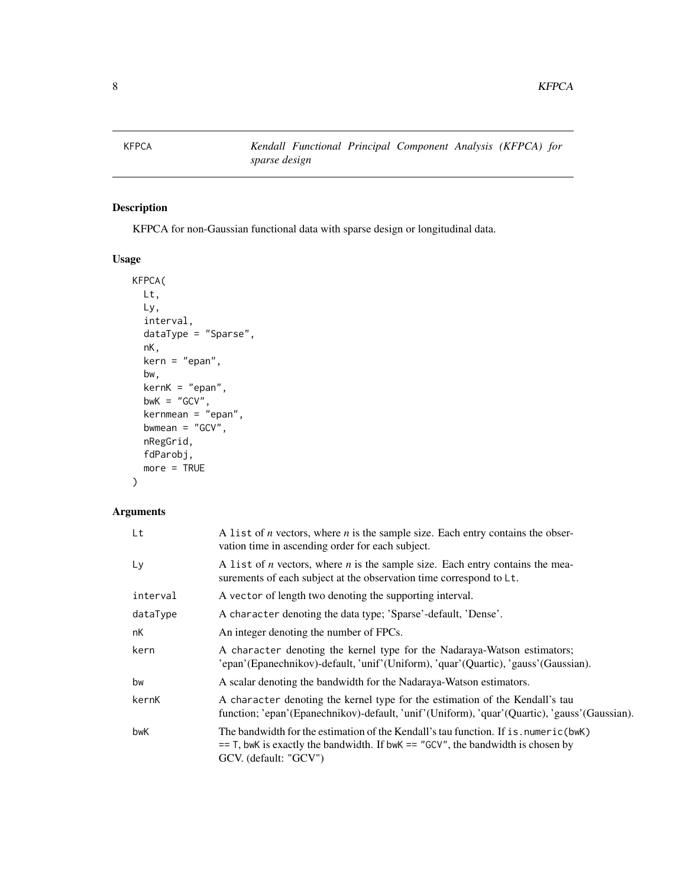# KFPCA — Kendall Functional Principal Component Analysis (KFPCA) for sparse design

## Description

KFPCA for non-Gaussian functional data with sparse design or longitudinal data.

## Usage

```
KFPCA(
  Lt,
  Ly,
  interval,
  dataType = "Sparse",
  nK,
  kern = "epan",
  bw,
  kernK = "epan",
  bwK = "GCV",
  kernmean = "epan",
  bwmean = "GCV",
  nRegGrid,
  fdParobj,
  more = TRUE
)
```

## Arguments

| | |
|---|---|
| `Lt` | A `list` of *n* vectors, where *n* is the sample size. Each entry contains the observation time in ascending order for each subject. |
| `Ly` | A `list` of *n* vectors, where *n* is the sample size. Each entry contains the measurements of each subject at the observation time correspond to `Lt`. |
| `interval` | A `vector` of length two denoting the supporting interval. |
| `dataType` | A `character` denoting the data type; 'Sparse'-default, 'Dense'. |
| `nK` | An integer denoting the number of FPCs. |
| `kern` | A `character` denoting the kernel type for the Nadaraya-Watson estimators; 'epan'(Epanechnikov)-default, 'unif'(Uniform), 'quar'(Quartic), 'gauss'(Gaussian). |
| `bw` | A scalar denoting the bandwidth for the Nadaraya-Watson estimators. |
| `kernK` | A `character` denoting the kernel type for the estimation of the Kendall's tau function; 'epan'(Epanechnikov)-default, 'unif'(Uniform), 'quar'(Quartic), 'gauss'(Gaussian). |
| `bwK` | The bandwidth for the estimation of the Kendall's tau function. If `is.numeric(bwK) == T`, `bwK` is exactly the bandwidth. If `bwK == "GCV"`, the bandwidth is chosen by GCV. (default: "GCV") |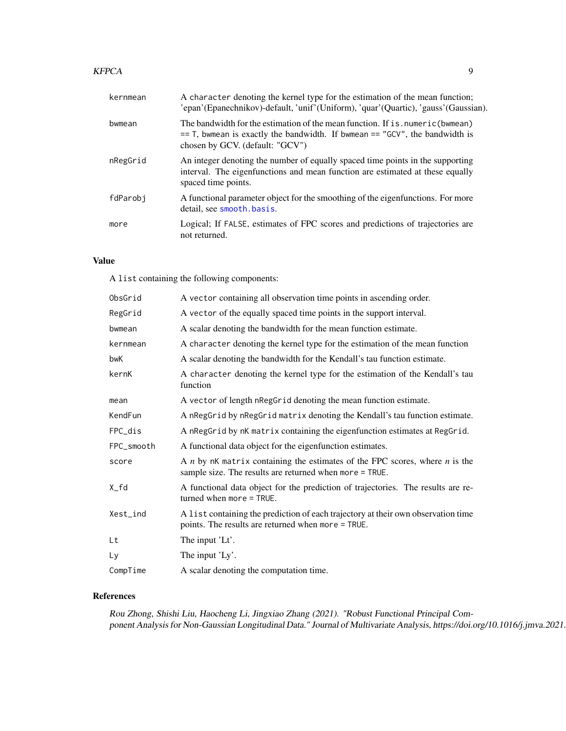| | |
|---|---|
| kernmean | A character denoting the kernel type for the estimation of the mean function; 'epan'(Epanechnikov)-default, 'unif'(Uniform), 'quar'(Quartic), 'gauss'(Gaussian). |
| bwmean | The bandwidth for the estimation of the mean function. If is.numeric(bwmean) == T, bwmean is exactly the bandwidth. If bwmean == "GCV", the bandwidth is chosen by GCV. (default: "GCV") |
| nRegGrid | An integer denoting the number of equally spaced time points in the supporting interval. The eigenfunctions and mean function are estimated at these equally spaced time points. |
| fdParobj | A functional parameter object for the smoothing of the eigenfunctions. For more detail, see smooth.basis. |
| more | Logical; If FALSE, estimates of FPC scores and predictions of trajectories are not returned. |

## Value

A list containing the following components:

| | |
|---|---|
| ObsGrid | A vector containing all observation time points in ascending order. |
| RegGrid | A vector of the equally spaced time points in the support interval. |
| bwmean | A scalar denoting the bandwidth for the mean function estimate. |
| kernmean | A character denoting the kernel type for the estimation of the mean function |
| bwK | A scalar denoting the bandwidth for the Kendall's tau function estimate. |
| kernK | A character denoting the kernel type for the estimation of the Kendall's tau function |
| mean | A vector of length nRegGrid denoting the mean function estimate. |
| KendFun | A nRegGrid by nRegGrid matrix denoting the Kendall's tau function estimate. |
| FPC_dis | A nRegGrid by nK matrix containing the eigenfunction estimates at RegGrid. |
| FPC_smooth | A functional data object for the eigenfunction estimates. |
| score | A $n$ by nK matrix containing the estimates of the FPC scores, where $n$ is the sample size. The results are returned when more = TRUE. |
| X_fd | A functional data object for the prediction of trajectories. The results are returned when more = TRUE. |
| Xest_ind | A list containing the prediction of each trajectory at their own observation time points. The results are returned when more = TRUE. |
| Lt | The input 'Lt'. |
| Ly | The input 'Ly'. |
| CompTime | A scalar denoting the computation time. |

## References

*Rou Zhong, Shishi Liu, Haocheng Li, Jingxiao Zhang (2021). "Robust Functional Principal Component Analysis for Non-Gaussian Longitudinal Data." Journal of Multivariate Analysis, https://doi.org/10.1016/j.jmva.2021.*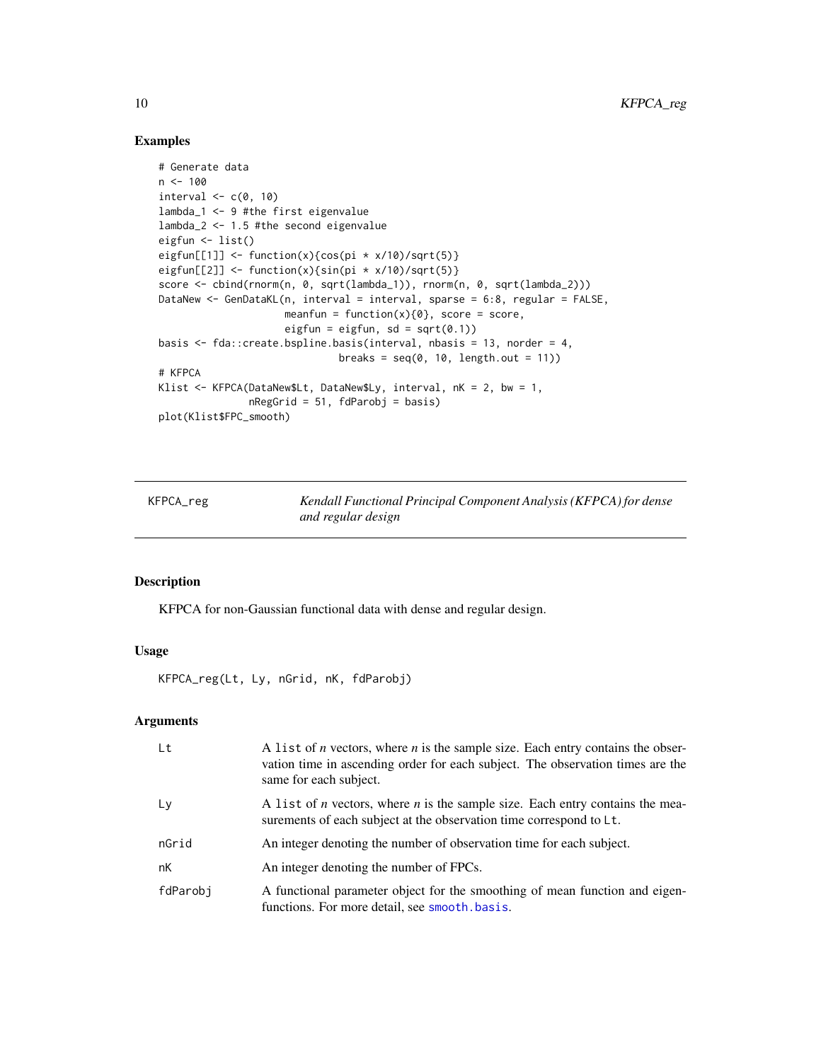## Examples

```
# Generate data
n <- 100
interval <- c(0, 10)
lambda_1 <- 9 #the first eigenvalue
lambda_2 <- 1.5 #the second eigenvalue
eigfun <- list()
eigfun[[1]] <- function(x){cos(pi * x/10)/sqrt(5)}
eigfun[[2]] <- function(x){sin(pi * x/10)/sqrt(5)}
score <- cbind(rnorm(n, 0, sqrt(lambda_1)), rnorm(n, 0, sqrt(lambda_2)))
DataNew <- GenDataKL(n, interval = interval, sparse = 6:8, regular = FALSE,
                     meanfun = function(x){0}, score = score,
                     eigfun = eigfun, sd = sqrt(0.1))
basis <- fda::create.bspline.basis(interval, nbasis = 13, norder = 4,
                              breaks = seq(0, 10, length.out = 11))
# KFPCA
Klist <- KFPCA(DataNew$Lt, DataNew$Ly, interval, nK = 2, bw = 1,
               nRegGrid = 51, fdParobj = basis)
plot(Klist$FPC_smooth)
```

---

# KFPCA_reg    *Kendall Functional Principal Component Analysis (KFPCA) for dense and regular design*

---

## Description

KFPCA for non-Gaussian functional data with dense and regular design.

## Usage

```
KFPCA_reg(Lt, Ly, nGrid, nK, fdParobj)
```

## Arguments

| | |
|---|---|
| Lt | A list of *n* vectors, where *n* is the sample size. Each entry contains the observation time in ascending order for each subject. The observation times are the same for each subject. |
| Ly | A list of *n* vectors, where *n* is the sample size. Each entry contains the measurements of each subject at the observation time correspond to Lt. |
| nGrid | An integer denoting the number of observation time for each subject. |
| nK | An integer denoting the number of FPCs. |
| fdParobj | A functional parameter object for the smoothing of mean function and eigenfunctions. For more detail, see smooth.basis. |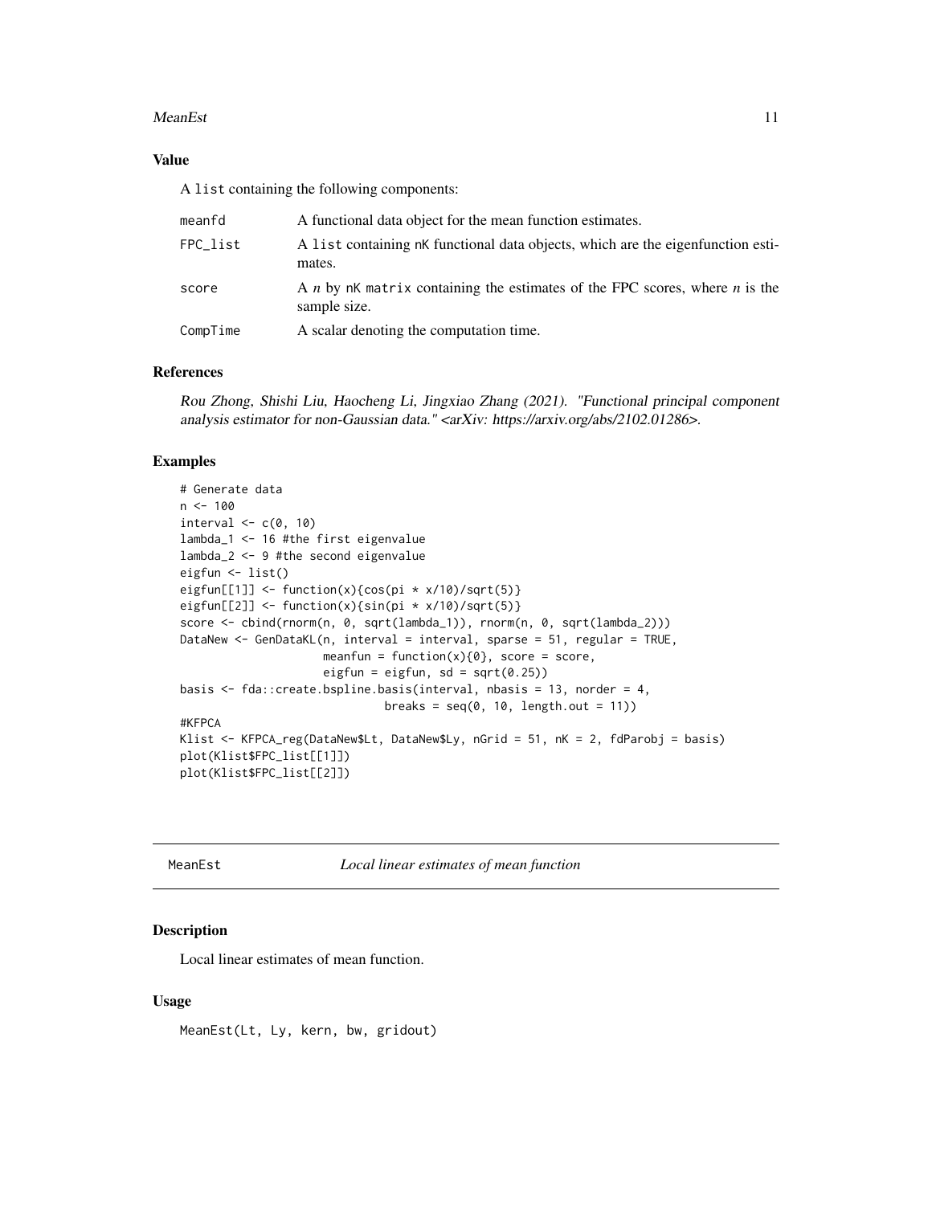### Value

A `list` containing the following components:

| | |
|---|---|
| meanfd | A functional data object for the mean function estimates. |
| FPC_list | A `list` containing nK functional data objects, which are the eigenfunction estimates. |
| score | A $n$ by nK `matrix` containing the estimates of the FPC scores, where $n$ is the sample size. |
| CompTime | A scalar denoting the computation time. |

### References

*Rou Zhong, Shishi Liu, Haocheng Li, Jingxiao Zhang (2021). "Functional principal component analysis estimator for non-Gaussian data." <arXiv: https://arxiv.org/abs/2102.01286>.*

### Examples

```
# Generate data
n <- 100
interval <- c(0, 10)
lambda_1 <- 16 #the first eigenvalue
lambda_2 <- 9 #the second eigenvalue
eigfun <- list()
eigfun[[1]] <- function(x){cos(pi * x/10)/sqrt(5)}
eigfun[[2]] <- function(x){sin(pi * x/10)/sqrt(5)}
score <- cbind(rnorm(n, 0, sqrt(lambda_1)), rnorm(n, 0, sqrt(lambda_2)))
DataNew <- GenDataKL(n, interval = interval, sparse = 51, regular = TRUE,
                     meanfun = function(x){0}, score = score,
                     eigfun = eigfun, sd = sqrt(0.25))
basis <- fda::create.bspline.basis(interval, nbasis = 13, norder = 4,
                              breaks = seq(0, 10, length.out = 11))
#KFPCA
Klist <- KFPCA_reg(DataNew$Lt, DataNew$Ly, nGrid = 51, nK = 2, fdParobj = basis)
plot(Klist$FPC_list[[1]])
plot(Klist$FPC_list[[2]])
```

---

## MeanEst — *Local linear estimates of mean function*

### Description

Local linear estimates of mean function.

### Usage

```
MeanEst(Lt, Ly, kern, bw, gridout)
```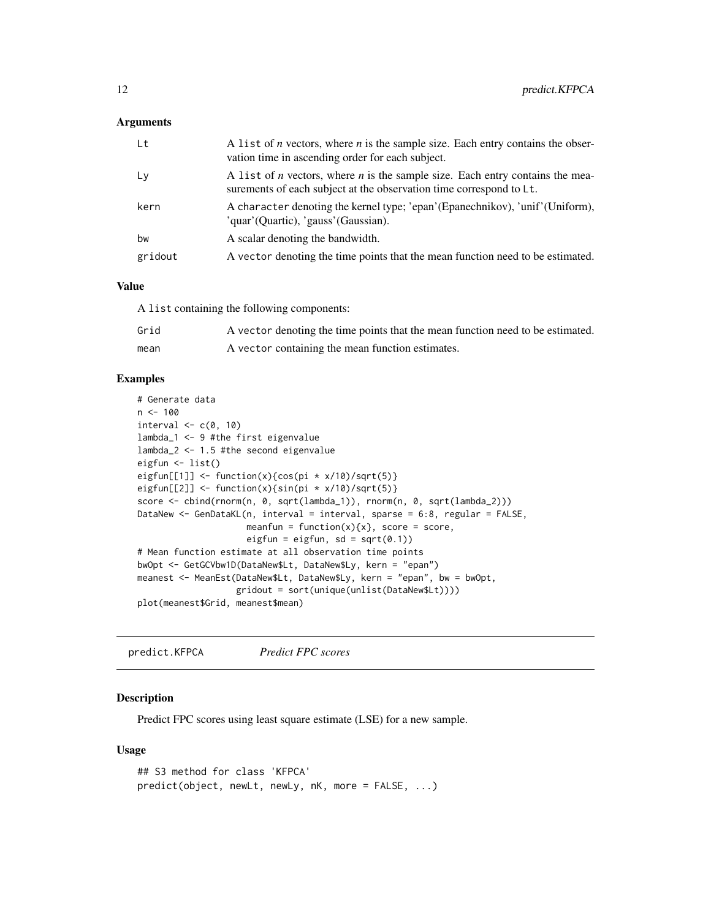### Arguments

| | |
|---|---|
| Lt | A list of *n* vectors, where *n* is the sample size. Each entry contains the observation time in ascending order for each subject. |
| Ly | A list of *n* vectors, where *n* is the sample size. Each entry contains the measurements of each subject at the observation time correspond to Lt. |
| kern | A character denoting the kernel type; 'epan'(Epanechnikov), 'unif'(Uniform), 'quar'(Quartic), 'gauss'(Gaussian). |
| bw | A scalar denoting the bandwidth. |
| gridout | A vector denoting the time points that the mean function need to be estimated. |

### Value

A list containing the following components:

| | |
|---|---|
| Grid | A vector denoting the time points that the mean function need to be estimated. |
| mean | A vector containing the mean function estimates. |

### Examples

```
# Generate data
n <- 100
interval <- c(0, 10)
lambda_1 <- 9 #the first eigenvalue
lambda_2 <- 1.5 #the second eigenvalue
eigfun <- list()
eigfun[[1]] <- function(x){cos(pi * x/10)/sqrt(5)}
eigfun[[2]] <- function(x){sin(pi * x/10)/sqrt(5)}
score <- cbind(rnorm(n, 0, sqrt(lambda_1)), rnorm(n, 0, sqrt(lambda_2)))
DataNew <- GenDataKL(n, interval = interval, sparse = 6:8, regular = FALSE,
                     meanfun = function(x){x}, score = score,
                     eigfun = eigfun, sd = sqrt(0.1))
# Mean function estimate at all observation time points
bwOpt <- GetGCVbw1D(DataNew$Lt, DataNew$Ly, kern = "epan")
meanest <- MeanEst(DataNew$Lt, DataNew$Ly, kern = "epan", bw = bwOpt,
                   gridout = sort(unique(unlist(DataNew$Lt))))
plot(meanest$Grid, meanest$mean)
```

---

## predict.KFPCA *Predict FPC scores*

### Description

Predict FPC scores using least square estimate (LSE) for a new sample.

### Usage

```
## S3 method for class 'KFPCA'
predict(object, newLt, newLy, nK, more = FALSE, ...)
```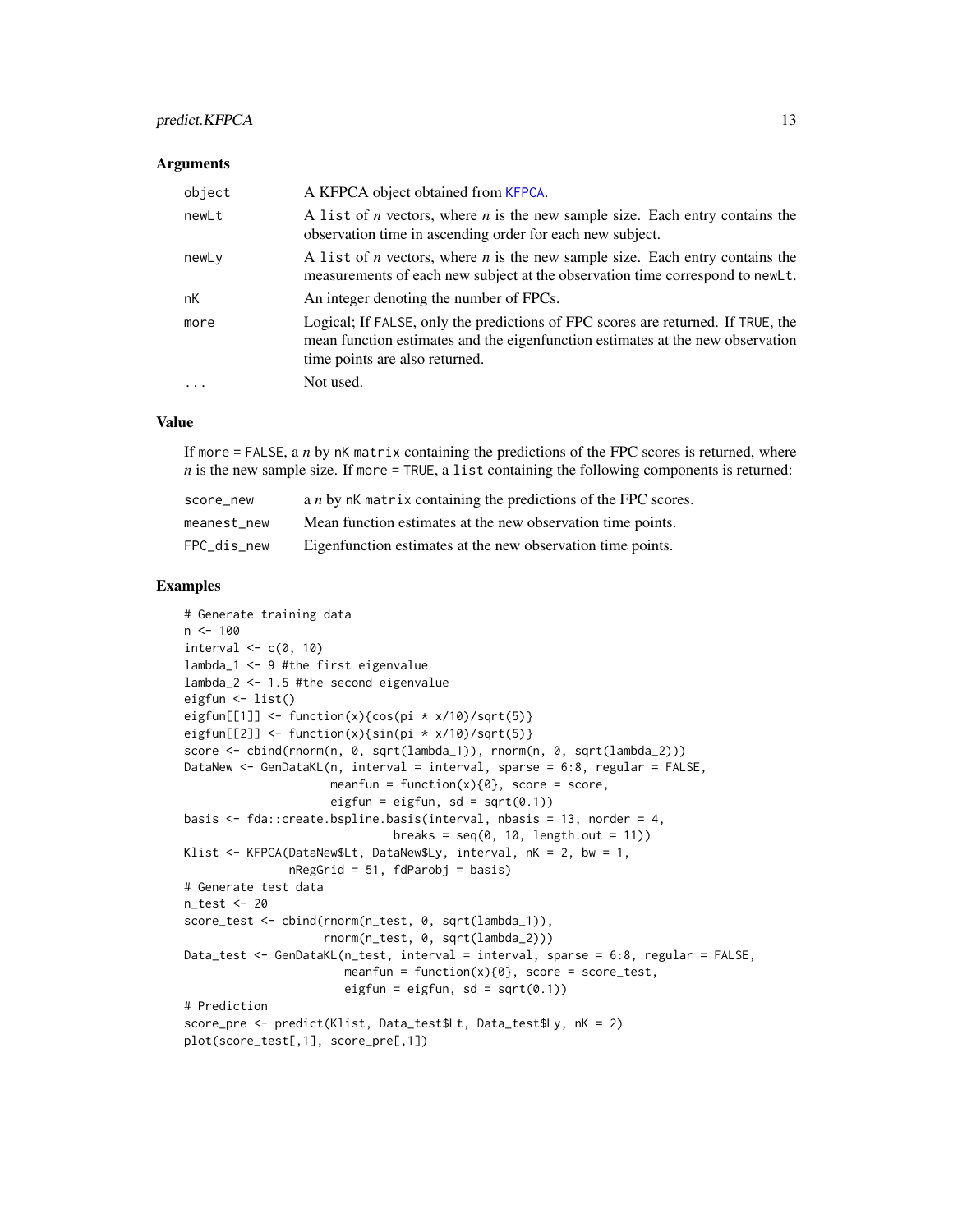### Arguments

| | |
|---|---|
| object | A KFPCA object obtained from KFPCA. |
| newLt | A list of $n$ vectors, where $n$ is the new sample size. Each entry contains the observation time in ascending order for each new subject. |
| newLy | A list of $n$ vectors, where $n$ is the new sample size. Each entry contains the measurements of each new subject at the observation time correspond to newLt. |
| nK | An integer denoting the number of FPCs. |
| more | Logical; If FALSE, only the predictions of FPC scores are returned. If TRUE, the mean function estimates and the eigenfunction estimates at the new observation time points are also returned. |
| ... | Not used. |

### Value

If more = FALSE, a $n$ by nK matrix containing the predictions of the FPC scores is returned, where $n$ is the new sample size. If more = TRUE, a list containing the following components is returned:

| | |
|---|---|
| score_new | a $n$ by nK matrix containing the predictions of the FPC scores. |
| meanest_new | Mean function estimates at the new observation time points. |
| FPC_dis_new | Eigenfunction estimates at the new observation time points. |

### Examples

```
# Generate training data
n <- 100
interval <- c(0, 10)
lambda_1 <- 9 #the first eigenvalue
lambda_2 <- 1.5 #the second eigenvalue
eigfun <- list()
eigfun[[1]] <- function(x){cos(pi * x/10)/sqrt(5)}
eigfun[[2]] <- function(x){sin(pi * x/10)/sqrt(5)}
score <- cbind(rnorm(n, 0, sqrt(lambda_1)), rnorm(n, 0, sqrt(lambda_2)))
DataNew <- GenDataKL(n, interval = interval, sparse = 6:8, regular = FALSE,
                     meanfun = function(x){0}, score = score,
                     eigfun = eigfun, sd = sqrt(0.1))
basis <- fda::create.bspline.basis(interval, nbasis = 13, norder = 4,
                              breaks = seq(0, 10, length.out = 11))
Klist <- KFPCA(DataNew$Lt, DataNew$Ly, interval, nK = 2, bw = 1,
               nRegGrid = 51, fdParobj = basis)
# Generate test data
n_test <- 20
score_test <- cbind(rnorm(n_test, 0, sqrt(lambda_1)),
                    rnorm(n_test, 0, sqrt(lambda_2)))
Data_test <- GenDataKL(n_test, interval = interval, sparse = 6:8, regular = FALSE,
                       meanfun = function(x){0}, score = score_test,
                       eigfun = eigfun, sd = sqrt(0.1))
# Prediction
score_pre <- predict(Klist, Data_test$Lt, Data_test$Ly, nK = 2)
plot(score_test[,1], score_pre[,1])
```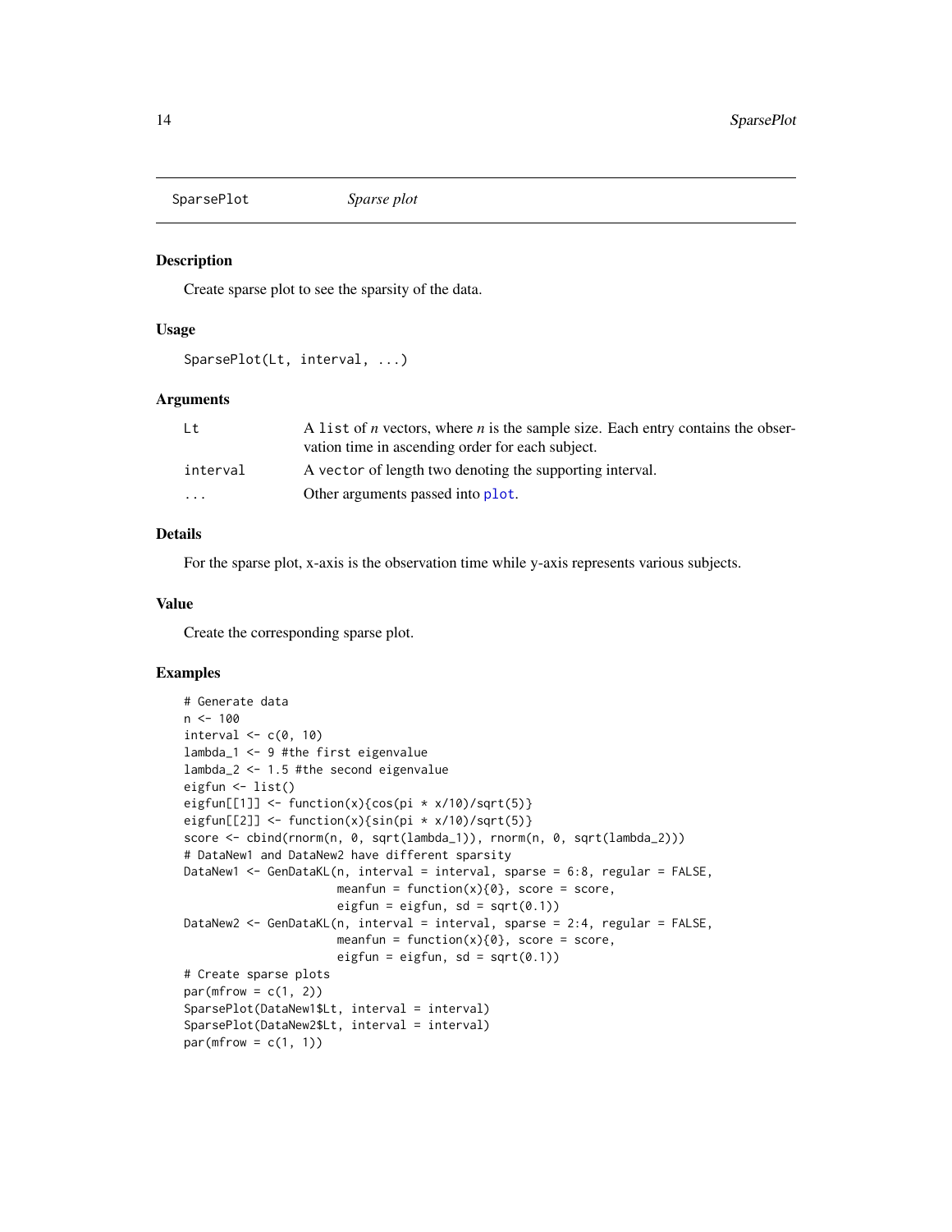# SparsePlot — *Sparse plot*

## Description

Create sparse plot to see the sparsity of the data.

## Usage

```
SparsePlot(Lt, interval, ...)
```

## Arguments

| | |
|---|---|
| `Lt` | A `list` of $n$ vectors, where $n$ is the sample size. Each entry contains the observation time in ascending order for each subject. |
| `interval` | A `vector` of length two denoting the supporting interval. |
| `...` | Other arguments passed into `plot`. |

## Details

For the sparse plot, x-axis is the observation time while y-axis represents various subjects.

## Value

Create the corresponding sparse plot.

## Examples

```
# Generate data
n <- 100
interval <- c(0, 10)
lambda_1 <- 9 #the first eigenvalue
lambda_2 <- 1.5 #the second eigenvalue
eigfun <- list()
eigfun[[1]] <- function(x){cos(pi * x/10)/sqrt(5)}
eigfun[[2]] <- function(x){sin(pi * x/10)/sqrt(5)}
score <- cbind(rnorm(n, 0, sqrt(lambda_1)), rnorm(n, 0, sqrt(lambda_2)))
# DataNew1 and DataNew2 have different sparsity
DataNew1 <- GenDataKL(n, interval = interval, sparse = 6:8, regular = FALSE,
                      meanfun = function(x){0}, score = score,
                      eigfun = eigfun, sd = sqrt(0.1))
DataNew2 <- GenDataKL(n, interval = interval, sparse = 2:4, regular = FALSE,
                      meanfun = function(x){0}, score = score,
                      eigfun = eigfun, sd = sqrt(0.1))
# Create sparse plots
par(mfrow = c(1, 2))
SparsePlot(DataNew1$Lt, interval = interval)
SparsePlot(DataNew2$Lt, interval = interval)
par(mfrow = c(1, 1))
```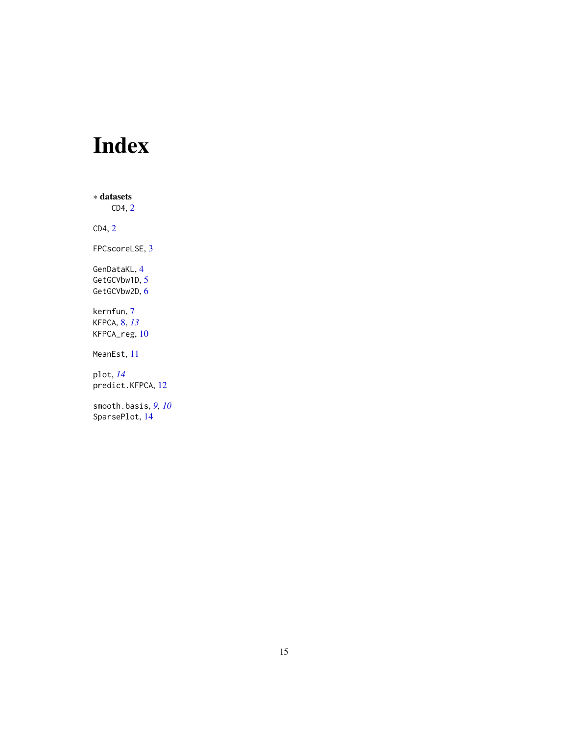# Index

∗ **datasets**
    CD4, 2

CD4, 2

FPCscoreLSE, 3

GenDataKL, 4
GetGCVbw1D, 5
GetGCVbw2D, 6

kernfun, 7
KFPCA, 8, *13*
KFPCA_reg, 10

MeanEst, 11

plot, *14*
predict.KFPCA, 12

smooth.basis, *9, 10*
SparsePlot, 14